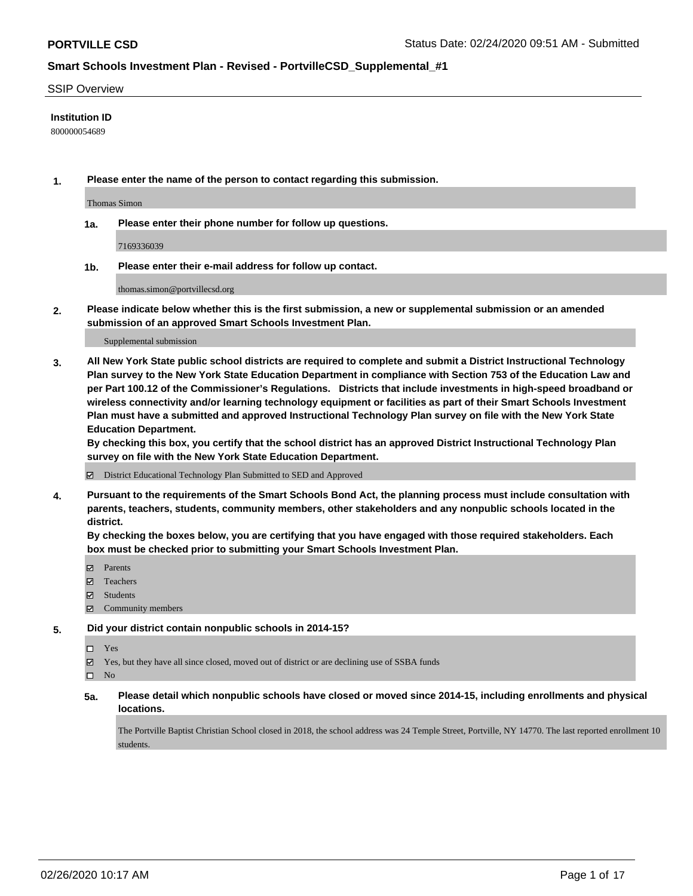**PORTVILLE CSD** Status Date: 02/24/2020 09:51 AM - Submitted

**Smart Schools Investment Plan - Revised - PortvilleCSD_Supplemental_#1**

SSIP Overview

**Institution ID**

800000054689

**1. Please enter the name of the person to contact regarding this submission.**

Thomas Simon

**1a. Please enter their phone number for follow up questions.**

7169336039

**1b. Please enter their e-mail address for follow up contact.**

thomas.simon@portvillecsd.org

**2. Please indicate below whether this is the first submission, a new or supplemental submission or an amended submission of an approved Smart Schools Investment Plan.**

Supplemental submission

**3. All New York State public school districts are required to complete and submit a District Instructional Technology Plan survey to the New York State Education Department in compliance with Section 753 of the Education Law and per Part 100.12 of the Commissioner's Regulations. Districts that include investments in high-speed broadband or wireless connectivity and/or learning technology equipment or facilities as part of their Smart Schools Investment Plan must have a submitted and approved Instructional Technology Plan survey on file with the New York State Education Department.**
**By checking this box, you certify that the school district has an approved District Instructional Technology Plan survey on file with the New York State Education Department.**

☑ District Educational Technology Plan Submitted to SED and Approved

**4. Pursuant to the requirements of the Smart Schools Bond Act, the planning process must include consultation with parents, teachers, students, community members, other stakeholders and any nonpublic schools located in the district.**
**By checking the boxes below, you are certifying that you have engaged with those required stakeholders. Each box must be checked prior to submitting your Smart Schools Investment Plan.**

☑ Parents
☑ Teachers
☑ Students
☑ Community members

**5. Did your district contain nonpublic schools in 2014-15?**

☐ Yes
☑ Yes, but they have all since closed, moved out of district or are declining use of SSBA funds
☐ No

**5a. Please detail which nonpublic schools have closed or moved since 2014-15, including enrollments and physical locations.**

The Portville Baptist Christian School closed in 2018, the school address was 24 Temple Street, Portville, NY 14770. The last reported enrollment 10 students.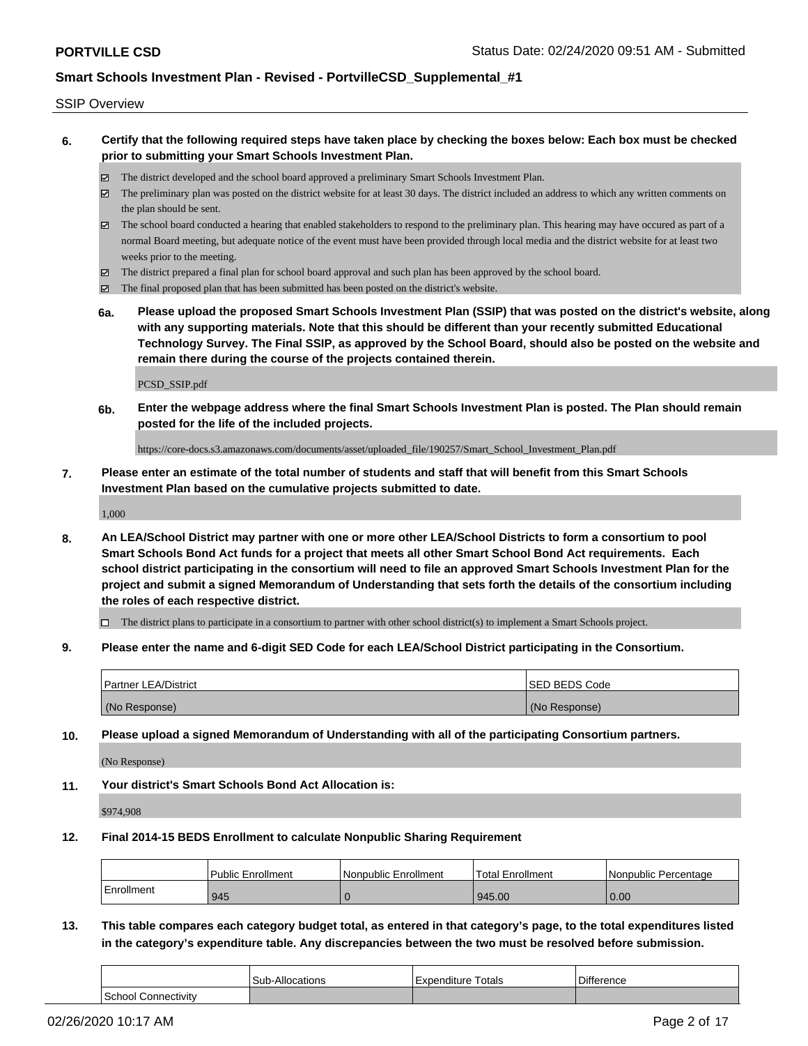SSIP Overview

**6. Certify that the following required steps have taken place by checking the boxes below: Each box must be checked prior to submitting your Smart Schools Investment Plan.**

- ☑ The district developed and the school board approved a preliminary Smart Schools Investment Plan.
- ☑ The preliminary plan was posted on the district website for at least 30 days. The district included an address to which any written comments on the plan should be sent.
- ☑ The school board conducted a hearing that enabled stakeholders to respond to the preliminary plan. This hearing may have occured as part of a normal Board meeting, but adequate notice of the event must have been provided through local media and the district website for at least two weeks prior to the meeting.
- ☑ The district prepared a final plan for school board approval and such plan has been approved by the school board.
- ☑ The final proposed plan that has been submitted has been posted on the district's website.

**6a. Please upload the proposed Smart Schools Investment Plan (SSIP) that was posted on the district's website, along with any supporting materials. Note that this should be different than your recently submitted Educational Technology Survey. The Final SSIP, as approved by the School Board, should also be posted on the website and remain there during the course of the projects contained therein.**

PCSD_SSIP.pdf

**6b. Enter the webpage address where the final Smart Schools Investment Plan is posted. The Plan should remain posted for the life of the included projects.**

https://core-docs.s3.amazonaws.com/documents/asset/uploaded_file/190257/Smart_School_Investment_Plan.pdf

**7. Please enter an estimate of the total number of students and staff that will benefit from this Smart Schools Investment Plan based on the cumulative projects submitted to date.**

1,000

**8. An LEA/School District may partner with one or more other LEA/School Districts to form a consortium to pool Smart Schools Bond Act funds for a project that meets all other Smart School Bond Act requirements. Each school district participating in the consortium will need to file an approved Smart Schools Investment Plan for the project and submit a signed Memorandum of Understanding that sets forth the details of the consortium including the roles of each respective district.**

- ☐ The district plans to participate in a consortium to partner with other school district(s) to implement a Smart Schools project.

**9. Please enter the name and 6-digit SED Code for each LEA/School District participating in the Consortium.**

| Partner LEA/District | SED BEDS Code |
|---|---|
| (No Response) | (No Response) |

**10. Please upload a signed Memorandum of Understanding with all of the participating Consortium partners.**

(No Response)

**11. Your district's Smart Schools Bond Act Allocation is:**

$974,908

**12. Final 2014-15 BEDS Enrollment to calculate Nonpublic Sharing Requirement**

| | Public Enrollment | Nonpublic Enrollment | Total Enrollment | Nonpublic Percentage |
|---|---|---|---|---|
| Enrollment | 945 | 0 | 945.00 | 0.00 |

**13. This table compares each category budget total, as entered in that category's page, to the total expenditures listed in the category's expenditure table. Any discrepancies between the two must be resolved before submission.**

| | Sub-Allocations | Expenditure Totals | Difference |
|---|---|---|---|
| School Connectivity | | | |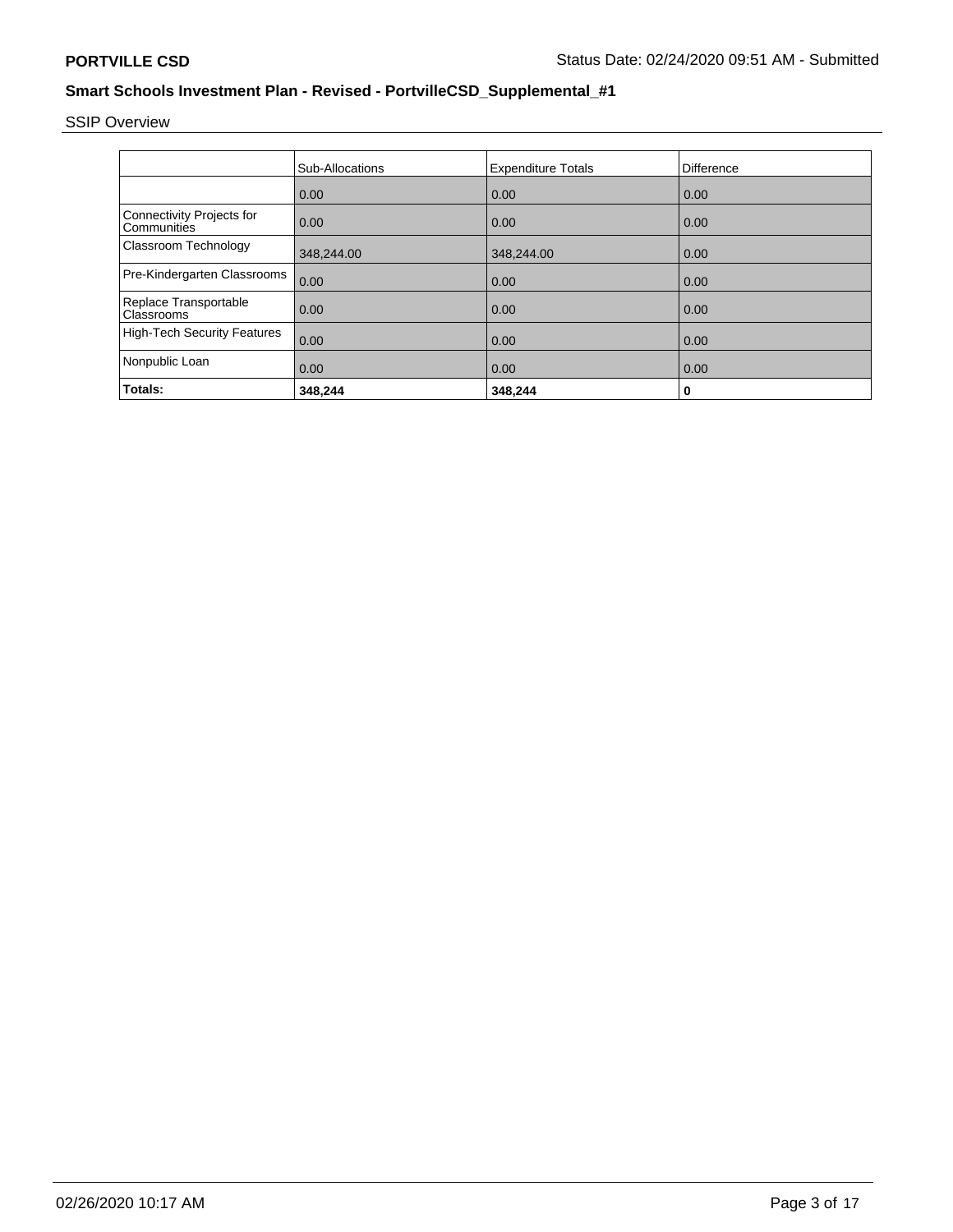**PORTVILLE CSD**

Status Date: 02/24/2020 09:51 AM - Submitted

## Smart Schools Investment Plan - Revised - PortvilleCSD_Supplemental_#1

SSIP Overview

| | Sub-Allocations | Expenditure Totals | Difference |
|---|---|---|---|
| | 0.00 | 0.00 | 0.00 |
| Connectivity Projects for Communities | 0.00 | 0.00 | 0.00 |
| Classroom Technology | 348,244.00 | 348,244.00 | 0.00 |
| Pre-Kindergarten Classrooms | 0.00 | 0.00 | 0.00 |
| Replace Transportable Classrooms | 0.00 | 0.00 | 0.00 |
| High-Tech Security Features | 0.00 | 0.00 | 0.00 |
| Nonpublic Loan | 0.00 | 0.00 | 0.00 |
| **Totals:** | **348,244** | **348,244** | **0** |

02/26/2020 10:17 AM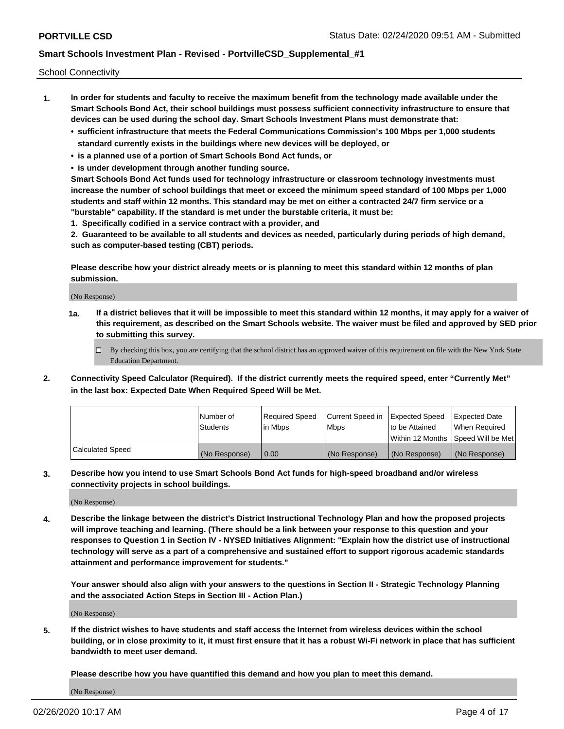School Connectivity

1. **In order for students and faculty to receive the maximum benefit from the technology made available under the Smart Schools Bond Act, their school buildings must possess sufficient connectivity infrastructure to ensure that devices can be used during the school day. Smart Schools Investment Plans must demonstrate that:**
   - **sufficient infrastructure that meets the Federal Communications Commission's 100 Mbps per 1,000 students standard currently exists in the buildings where new devices will be deployed, or**
   - **is a planned use of a portion of Smart Schools Bond Act funds, or**
   - **is under development through another funding source.**

   **Smart Schools Bond Act funds used for technology infrastructure or classroom technology investments must increase the number of school buildings that meet or exceed the minimum speed standard of 100 Mbps per 1,000 students and staff within 12 months. This standard may be met on either a contracted 24/7 firm service or a "burstable" capability. If the standard is met under the burstable criteria, it must be:**

   **1. Specifically codified in a service contract with a provider, and**

   **2. Guaranteed to be available to all students and devices as needed, particularly during periods of high demand, such as computer-based testing (CBT) periods.**

   **Please describe how your district already meets or is planning to meet this standard within 12 months of plan submission.**

   (No Response)

   **1a. If a district believes that it will be impossible to meet this standard within 12 months, it may apply for a waiver of this requirement, as described on the Smart Schools website. The waiver must be filed and approved by SED prior to submitting this survey.**

   ☐ By checking this box, you are certifying that the school district has an approved waiver of this requirement on file with the New York State Education Department.

2. **Connectivity Speed Calculator (Required). If the district currently meets the required speed, enter "Currently Met" in the last box: Expected Date When Required Speed Will be Met.**

| | Number of Students | Required Speed in Mbps | Current Speed in Mbps | Expected Speed to be Attained Within 12 Months | Expected Date When Required Speed Will be Met |
|---|---|---|---|---|---|
| Calculated Speed | (No Response) | 0.00 | (No Response) | (No Response) | (No Response) |

3. **Describe how you intend to use Smart Schools Bond Act funds for high-speed broadband and/or wireless connectivity projects in school buildings.**

   (No Response)

4. **Describe the linkage between the district's District Instructional Technology Plan and how the proposed projects will improve teaching and learning. (There should be a link between your response to this question and your responses to Question 1 in Section IV - NYSED Initiatives Alignment: "Explain how the district use of instructional technology will serve as a part of a comprehensive and sustained effort to support rigorous academic standards attainment and performance improvement for students."**

   **Your answer should also align with your answers to the questions in Section II - Strategic Technology Planning and the associated Action Steps in Section III - Action Plan.)**

   (No Response)

5. **If the district wishes to have students and staff access the Internet from wireless devices within the school building, or in close proximity to it, it must first ensure that it has a robust Wi-Fi network in place that has sufficient bandwidth to meet user demand.**

   **Please describe how you have quantified this demand and how you plan to meet this demand.**

   (No Response)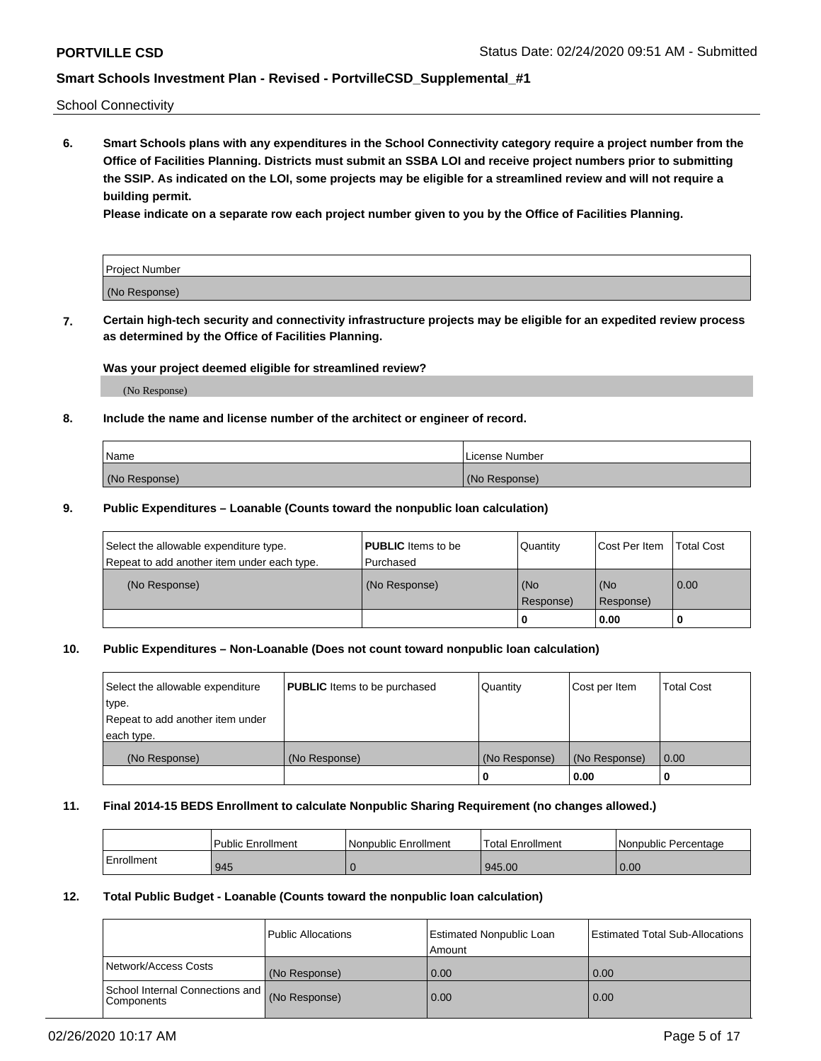School Connectivity

**6. Smart Schools plans with any expenditures in the School Connectivity category require a project number from the Office of Facilities Planning. Districts must submit an SSBA LOI and receive project numbers prior to submitting the SSIP. As indicated on the LOI, some projects may be eligible for a streamlined review and will not require a building permit.**

**Please indicate on a separate row each project number given to you by the Office of Facilities Planning.**

| Project Number |
|---|
| (No Response) |

**7. Certain high-tech security and connectivity infrastructure projects may be eligible for an expedited review process as determined by the Office of Facilities Planning.**

**Was your project deemed eligible for streamlined review?**

(No Response)

**8. Include the name and license number of the architect or engineer of record.**

| Name | License Number |
|---|---|
| (No Response) | (No Response) |

**9. Public Expenditures – Loanable (Counts toward the nonpublic loan calculation)**

| Select the allowable expenditure type. Repeat to add another item under each type. | **PUBLIC** Items to be Purchased | Quantity | Cost Per Item | Total Cost |
|---|---|---|---|---|
| (No Response) | (No Response) | (No Response) | (No Response) | 0.00 |
| | | 0 | 0.00 | 0 |

**10. Public Expenditures – Non-Loanable (Does not count toward nonpublic loan calculation)**

| Select the allowable expenditure type. Repeat to add another item under each type. | **PUBLIC** Items to be purchased | Quantity | Cost per Item | Total Cost |
|---|---|---|---|---|
| (No Response) | (No Response) | (No Response) | (No Response) | 0.00 |
| | | 0 | 0.00 | 0 |

**11. Final 2014-15 BEDS Enrollment to calculate Nonpublic Sharing Requirement (no changes allowed.)**

| | Public Enrollment | Nonpublic Enrollment | Total Enrollment | Nonpublic Percentage |
|---|---|---|---|---|
| Enrollment | 945 | 0 | 945.00 | 0.00 |

**12. Total Public Budget - Loanable (Counts toward the nonpublic loan calculation)**

| | Public Allocations | Estimated Nonpublic Loan Amount | Estimated Total Sub-Allocations |
|---|---|---|---|
| Network/Access Costs | (No Response) | 0.00 | 0.00 |
| School Internal Connections and Components | (No Response) | 0.00 | 0.00 |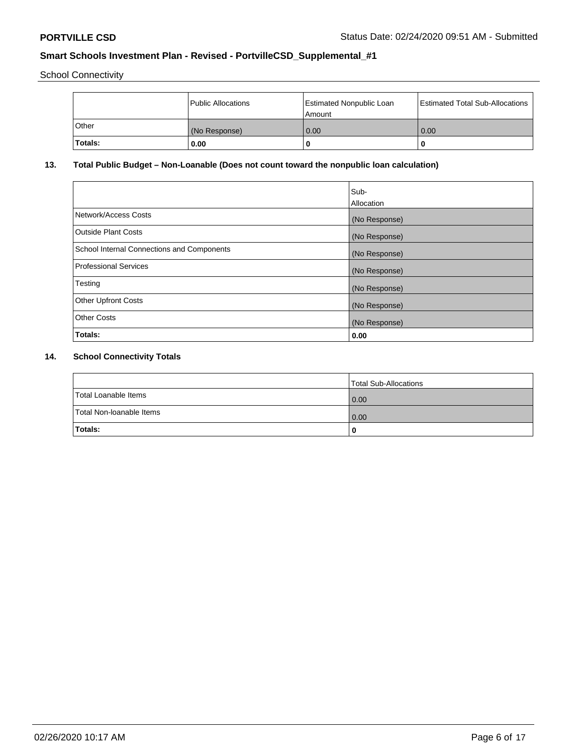School Connectivity

| | Public Allocations | Estimated Nonpublic Loan Amount | Estimated Total Sub-Allocations |
|---|---|---|---|
| Other | (No Response) | 0.00 | 0.00 |
| **Totals:** | **0.00** | **0** | **0** |

## 13. Total Public Budget – Non-Loanable (Does not count toward the nonpublic loan calculation)

| | Sub-Allocation |
|---|---|
| Network/Access Costs | (No Response) |
| Outside Plant Costs | (No Response) |
| School Internal Connections and Components | (No Response) |
| Professional Services | (No Response) |
| Testing | (No Response) |
| Other Upfront Costs | (No Response) |
| Other Costs | (No Response) |
| **Totals:** | **0.00** |

## 14. School Connectivity Totals

| | Total Sub-Allocations |
|---|---|
| Total Loanable Items | 0.00 |
| Total Non-loanable Items | 0.00 |
| **Totals:** | **0** |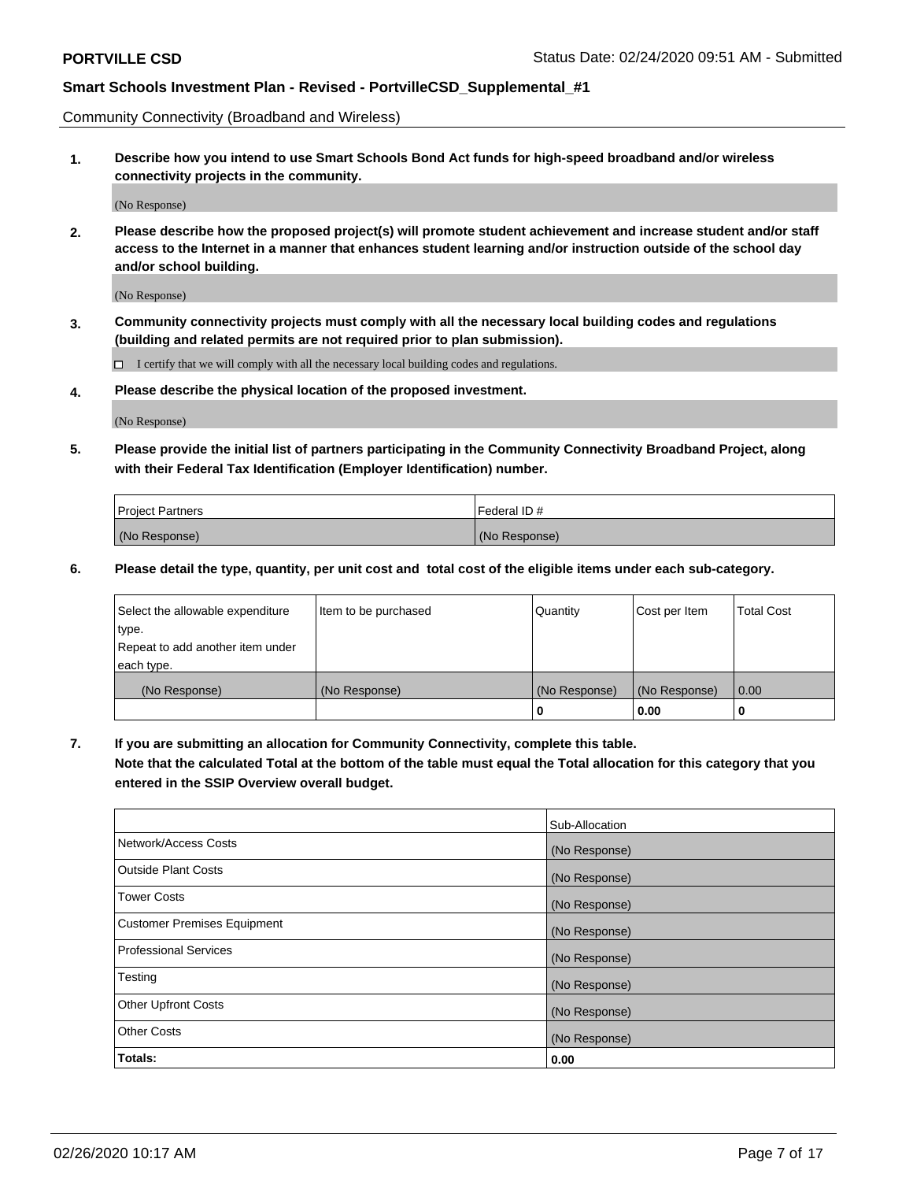Community Connectivity (Broadband and Wireless)

**1. Describe how you intend to use Smart Schools Bond Act funds for high-speed broadband and/or wireless connectivity projects in the community.**

(No Response)

**2. Please describe how the proposed project(s) will promote student achievement and increase student and/or staff access to the Internet in a manner that enhances student learning and/or instruction outside of the school day and/or school building.**

(No Response)

**3. Community connectivity projects must comply with all the necessary local building codes and regulations (building and related permits are not required prior to plan submission).**

☐ I certify that we will comply with all the necessary local building codes and regulations.

**4. Please describe the physical location of the proposed investment.**

(No Response)

**5. Please provide the initial list of partners participating in the Community Connectivity Broadband Project, along with their Federal Tax Identification (Employer Identification) number.**

| Project Partners | Federal ID # |
|---|---|
| (No Response) | (No Response) |

**6. Please detail the type, quantity, per unit cost and total cost of the eligible items under each sub-category.**

| Select the allowable expenditure type. Repeat to add another item under each type. | Item to be purchased | Quantity | Cost per Item | Total Cost |
|---|---|---|---|---|
| (No Response) | (No Response) | (No Response) | (No Response) | 0.00 |
| | | 0 | 0.00 | 0 |

**7. If you are submitting an allocation for Community Connectivity, complete this table. Note that the calculated Total at the bottom of the table must equal the Total allocation for this category that you entered in the SSIP Overview overall budget.**

| | Sub-Allocation |
|---|---|
| Network/Access Costs | (No Response) |
| Outside Plant Costs | (No Response) |
| Tower Costs | (No Response) |
| Customer Premises Equipment | (No Response) |
| Professional Services | (No Response) |
| Testing | (No Response) |
| Other Upfront Costs | (No Response) |
| Other Costs | (No Response) |
| **Totals:** | **0.00** |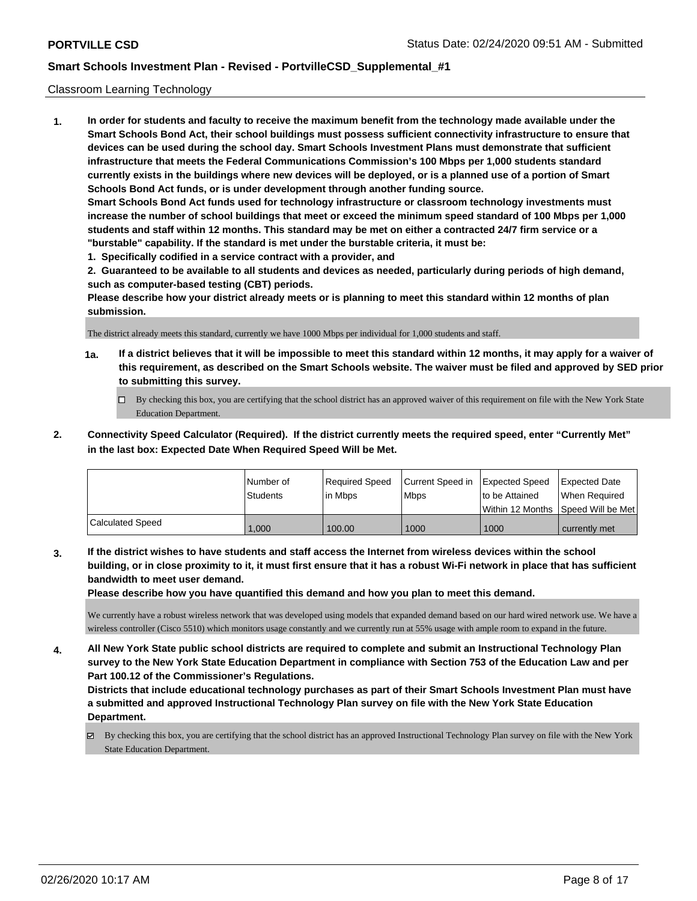Classroom Learning Technology

1. **In order for students and faculty to receive the maximum benefit from the technology made available under the Smart Schools Bond Act, their school buildings must possess sufficient connectivity infrastructure to ensure that devices can be used during the school day. Smart Schools Investment Plans must demonstrate that sufficient infrastructure that meets the Federal Communications Commission's 100 Mbps per 1,000 students standard currently exists in the buildings where new devices will be deployed, or is a planned use of a portion of Smart Schools Bond Act funds, or is under development through another funding source.**

   **Smart Schools Bond Act funds used for technology infrastructure or classroom technology investments must increase the number of school buildings that meet or exceed the minimum speed standard of 100 Mbps per 1,000 students and staff within 12 months. This standard may be met on either a contracted 24/7 firm service or a "burstable" capability. If the standard is met under the burstable criteria, it must be:**

   **1. Specifically codified in a service contract with a provider, and**

   **2. Guaranteed to be available to all students and devices as needed, particularly during periods of high demand, such as computer-based testing (CBT) periods.**

   **Please describe how your district already meets or is planning to meet this standard within 12 months of plan submission.**

   The district already meets this standard, currently we have 1000 Mbps per individual for 1,000 students and staff.

   **1a. If a district believes that it will be impossible to meet this standard within 12 months, it may apply for a waiver of this requirement, as described on the Smart Schools website. The waiver must be filed and approved by SED prior to submitting this survey.**

   ☐ By checking this box, you are certifying that the school district has an approved waiver of this requirement on file with the New York State Education Department.

2. **Connectivity Speed Calculator (Required). If the district currently meets the required speed, enter "Currently Met" in the last box: Expected Date When Required Speed Will be Met.**

| | Number of Students | Required Speed in Mbps | Current Speed in Mbps | Expected Speed to be Attained Within 12 Months | Expected Date When Required Speed Will be Met |
|---|---|---|---|---|---|
| Calculated Speed | 1,000 | 100.00 | 1000 | 1000 | currently met |

3. **If the district wishes to have students and staff access the Internet from wireless devices within the school building, or in close proximity to it, it must first ensure that it has a robust Wi-Fi network in place that has sufficient bandwidth to meet user demand.**

   **Please describe how you have quantified this demand and how you plan to meet this demand.**

   We currently have a robust wireless network that was developed using models that expanded demand based on our hard wired network use. We have a wireless controller (Cisco 5510) which monitors usage constantly and we currently run at 55% usage with ample room to expand in the future.

4. **All New York State public school districts are required to complete and submit an Instructional Technology Plan survey to the New York State Education Department in compliance with Section 753 of the Education Law and per Part 100.12 of the Commissioner's Regulations.**

   **Districts that include educational technology purchases as part of their Smart Schools Investment Plan must have a submitted and approved Instructional Technology Plan survey on file with the New York State Education Department.**

   ☑ By checking this box, you are certifying that the school district has an approved Instructional Technology Plan survey on file with the New York State Education Department.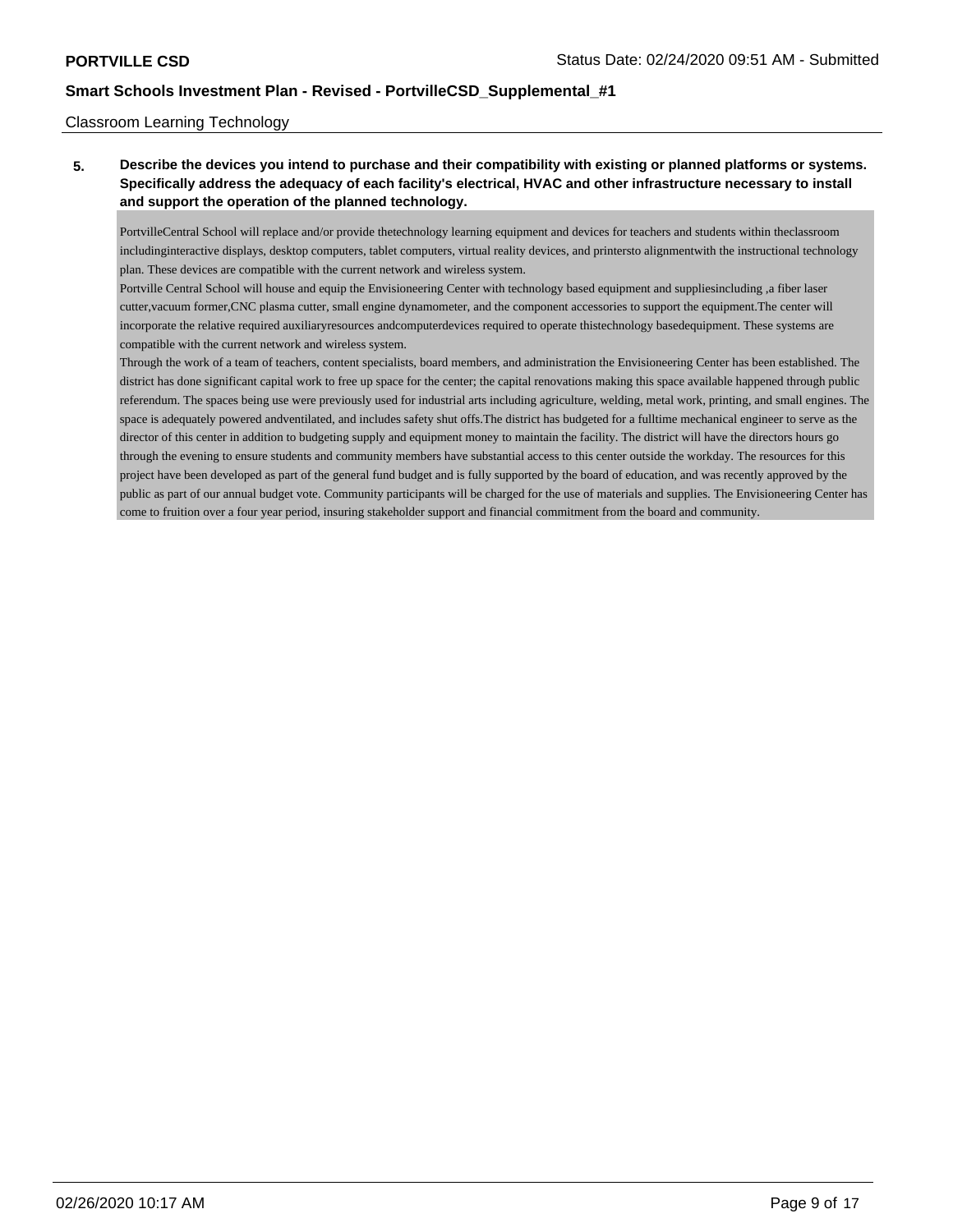Classroom Learning Technology

**5. Describe the devices you intend to purchase and their compatibility with existing or planned platforms or systems. Specifically address the adequacy of each facility's electrical, HVAC and other infrastructure necessary to install and support the operation of the planned technology.**

PortvilleCentral School will replace and/or provide thetechnology learning equipment and devices for teachers and students within theclassroom includinginteractive displays, desktop computers, tablet computers, virtual reality devices, and printersto alignmentwith the instructional technology plan. These devices are compatible with the current network and wireless system.

Portville Central School will house and equip the Envisioneering Center with technology based equipment and suppliesincluding ,a fiber laser cutter,vacuum former,CNC plasma cutter, small engine dynamometer, and the component accessories to support the equipment.The center will incorporate the relative required auxiliaryresources andcomputerdevices required to operate thistechnology basedequipment. These systems are compatible with the current network and wireless system.

Through the work of a team of teachers, content specialists, board members, and administration the Envisioneering Center has been established. The district has done significant capital work to free up space for the center; the capital renovations making this space available happened through public referendum. The spaces being use were previously used for industrial arts including agriculture, welding, metal work, printing, and small engines. The space is adequately powered andventilated, and includes safety shut offs.The district has budgeted for a fulltime mechanical engineer to serve as the director of this center in addition to budgeting supply and equipment money to maintain the facility. The district will have the directors hours go through the evening to ensure students and community members have substantial access to this center outside the workday. The resources for this project have been developed as part of the general fund budget and is fully supported by the board of education, and was recently approved by the public as part of our annual budget vote. Community participants will be charged for the use of materials and supplies. The Envisioneering Center has come to fruition over a four year period, insuring stakeholder support and financial commitment from the board and community.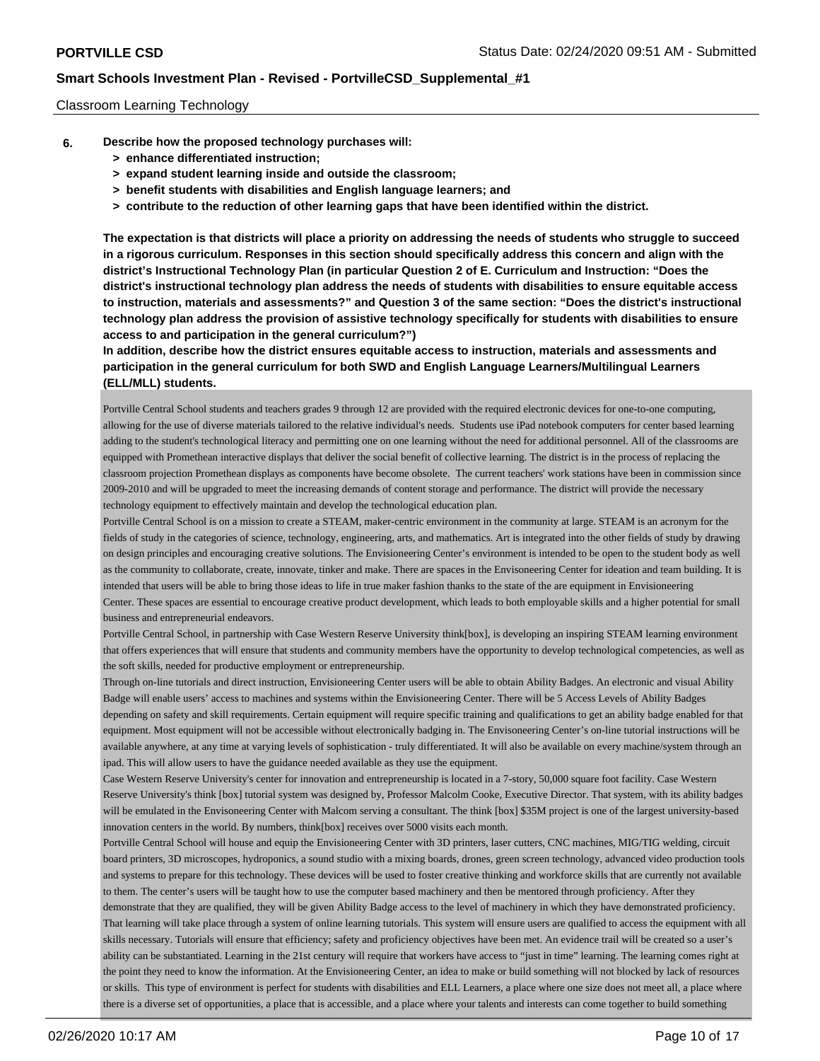Classroom Learning Technology

**6. Describe how the proposed technology purchases will:**

- **> enhance differentiated instruction;**
- **> expand student learning inside and outside the classroom;**
- **> benefit students with disabilities and English language learners; and**
- **> contribute to the reduction of other learning gaps that have been identified within the district.**

**The expectation is that districts will place a priority on addressing the needs of students who struggle to succeed in a rigorous curriculum. Responses in this section should specifically address this concern and align with the district's Instructional Technology Plan (in particular Question 2 of E. Curriculum and Instruction: "Does the district's instructional technology plan address the needs of students with disabilities to ensure equitable access to instruction, materials and assessments?" and Question 3 of the same section: "Does the district's instructional technology plan address the provision of assistive technology specifically for students with disabilities to ensure access to and participation in the general curriculum?")**

**In addition, describe how the district ensures equitable access to instruction, materials and assessments and participation in the general curriculum for both SWD and English Language Learners/Multilingual Learners (ELL/MLL) students.**

Portville Central School students and teachers grades 9 through 12 are provided with the required electronic devices for one-to-one computing, allowing for the use of diverse materials tailored to the relative individual's needs. Students use iPad notebook computers for center based learning adding to the student's technological literacy and permitting one on one learning without the need for additional personnel. All of the classrooms are equipped with Promethean interactive displays that deliver the social benefit of collective learning. The district is in the process of replacing the classroom projection Promethean displays as components have become obsolete. The current teachers' work stations have been in commission since 2009-2010 and will be upgraded to meet the increasing demands of content storage and performance. The district will provide the necessary technology equipment to effectively maintain and develop the technological education plan.

Portville Central School is on a mission to create a STEAM, maker-centric environment in the community at large. STEAM is an acronym for the fields of study in the categories of science, technology, engineering, arts, and mathematics. Art is integrated into the other fields of study by drawing on design principles and encouraging creative solutions. The Envisioneering Center's environment is intended to be open to the student body as well as the community to collaborate, create, innovate, tinker and make. There are spaces in the Envisoneering Center for ideation and team building. It is intended that users will be able to bring those ideas to life in true maker fashion thanks to the state of the are equipment in Envisioneering Center. These spaces are essential to encourage creative product development, which leads to both employable skills and a higher potential for small business and entrepreneurial endeavors.

Portville Central School, in partnership with Case Western Reserve University think[box], is developing an inspiring STEAM learning environment that offers experiences that will ensure that students and community members have the opportunity to develop technological competencies, as well as the soft skills, needed for productive employment or entrepreneurship.

Through on-line tutorials and direct instruction, Envisioneering Center users will be able to obtain Ability Badges. An electronic and visual Ability Badge will enable users' access to machines and systems within the Envisioneering Center. There will be 5 Access Levels of Ability Badges depending on safety and skill requirements. Certain equipment will require specific training and qualifications to get an ability badge enabled for that equipment. Most equipment will not be accessible without electronically badging in. The Envisoneering Center's on-line tutorial instructions will be available anywhere, at any time at varying levels of sophistication - truly differentiated. It will also be available on every machine/system through an ipad. This will allow users to have the guidance needed available as they use the equipment.

Case Western Reserve University's center for innovation and entrepreneurship is located in a 7-story, 50,000 square foot facility. Case Western Reserve University's think [box] tutorial system was designed by, Professor Malcolm Cooke, Executive Director. That system, with its ability badges will be emulated in the Envisoneering Center with Malcom serving a consultant. The think [box] $35M project is one of the largest university-based innovation centers in the world. By numbers, think[box] receives over 5000 visits each month.

Portville Central School will house and equip the Envisioneering Center with 3D printers, laser cutters, CNC machines, MIG/TIG welding, circuit board printers, 3D microscopes, hydroponics, a sound studio with a mixing boards, drones, green screen technology, advanced video production tools and systems to prepare for this technology. These devices will be used to foster creative thinking and workforce skills that are currently not available to them. The center's users will be taught how to use the computer based machinery and then be mentored through proficiency. After they demonstrate that they are qualified, they will be given Ability Badge access to the level of machinery in which they have demonstrated proficiency. That learning will take place through a system of online learning tutorials. This system will ensure users are qualified to access the equipment with all skills necessary. Tutorials will ensure that efficiency; safety and proficiency objectives have been met. An evidence trail will be created so a user's ability can be substantiated. Learning in the 21st century will require that workers have access to "just in time" learning. The learning comes right at the point they need to know the information. At the Envisioneering Center, an idea to make or build something will not blocked by lack of resources or skills. This type of environment is perfect for students with disabilities and ELL Learners, a place where one size does not meet all, a place where there is a diverse set of opportunities, a place that is accessible, and a place where your talents and interests can come together to build something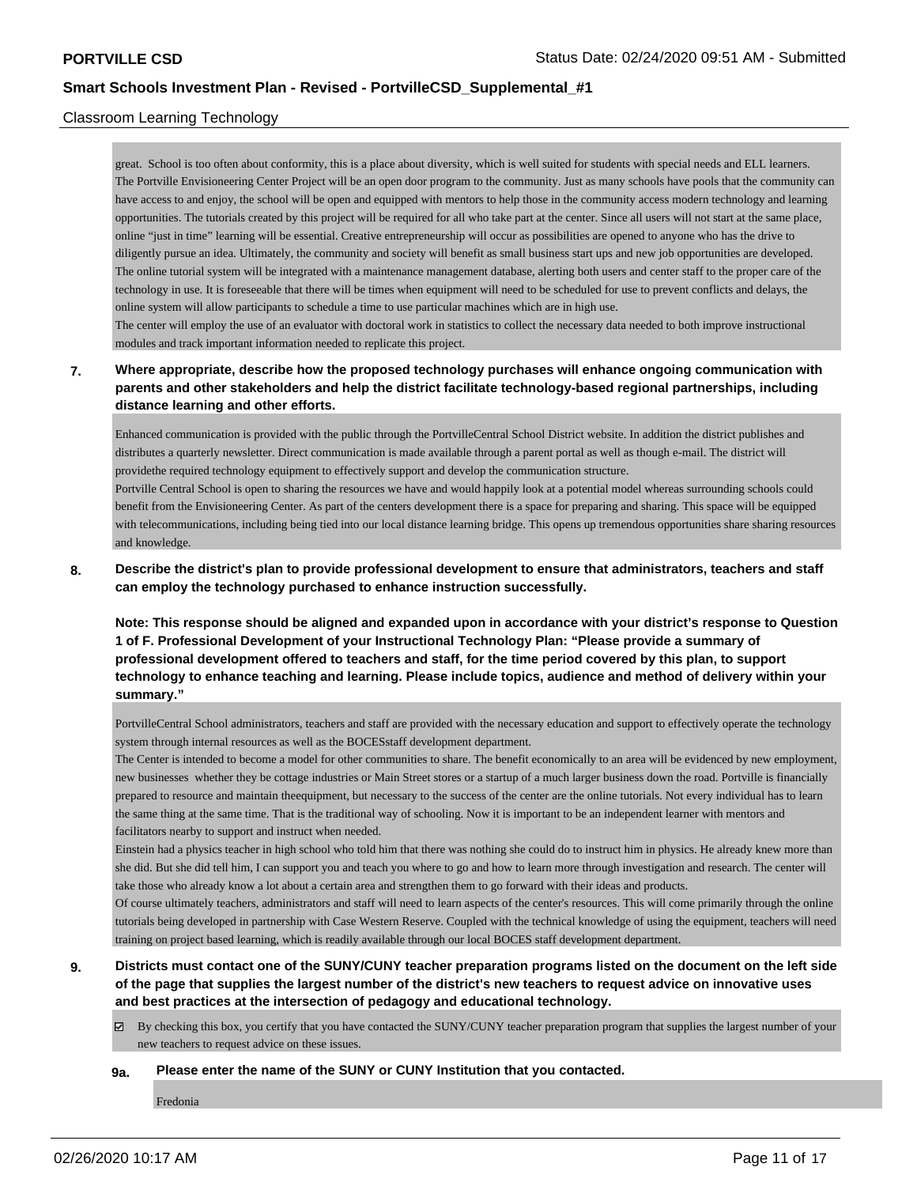## Classroom Learning Technology

great. School is too often about conformity, this is a place about diversity, which is well suited for students with special needs and ELL learners.
The Portville Envisioneering Center Project will be an open door program to the community. Just as many schools have pools that the community can have access to and enjoy, the school will be open and equipped with mentors to help those in the community access modern technology and learning opportunities. The tutorials created by this project will be required for all who take part at the center. Since all users will not start at the same place, online "just in time" learning will be essential. Creative entrepreneurship will occur as possibilities are opened to anyone who has the drive to diligently pursue an idea. Ultimately, the community and society will benefit as small business start ups and new job opportunities are developed.
The online tutorial system will be integrated with a maintenance management database, alerting both users and center staff to the proper care of the technology in use. It is foreseeable that there will be times when equipment will need to be scheduled for use to prevent conflicts and delays, the online system will allow participants to schedule a time to use particular machines which are in high use.
The center will employ the use of an evaluator with doctoral work in statistics to collect the necessary data needed to both improve instructional modules and track important information needed to replicate this project.

**7. Where appropriate, describe how the proposed technology purchases will enhance ongoing communication with parents and other stakeholders and help the district facilitate technology-based regional partnerships, including distance learning and other efforts.**

Enhanced communication is provided with the public through the PortvilleCentral School District website. In addition the district publishes and distributes a quarterly newsletter. Direct communication is made available through a parent portal as well as though e-mail. The district will providethe required technology equipment to effectively support and develop the communication structure.
Portville Central School is open to sharing the resources we have and would happily look at a potential model whereas surrounding schools could benefit from the Envisioneering Center. As part of the centers development there is a space for preparing and sharing. This space will be equipped with telecommunications, including being tied into our local distance learning bridge. This opens up tremendous opportunities share sharing resources and knowledge.

**8. Describe the district's plan to provide professional development to ensure that administrators, teachers and staff can employ the technology purchased to enhance instruction successfully.**

**Note: This response should be aligned and expanded upon in accordance with your district's response to Question 1 of F. Professional Development of your Instructional Technology Plan: "Please provide a summary of professional development offered to teachers and staff, for the time period covered by this plan, to support technology to enhance teaching and learning. Please include topics, audience and method of delivery within your summary."**

PortvilleCentral School administrators, teachers and staff are provided with the necessary education and support to effectively operate the technology system through internal resources as well as the BOCESstaff development department.
The Center is intended to become a model for other communities to share. The benefit economically to an area will be evidenced by new employment, new businesses whether they be cottage industries or Main Street stores or a startup of a much larger business down the road. Portville is financially prepared to resource and maintain theequipment, but necessary to the success of the center are the online tutorials. Not every individual has to learn the same thing at the same time. That is the traditional way of schooling. Now it is important to be an independent learner with mentors and facilitators nearby to support and instruct when needed.
Einstein had a physics teacher in high school who told him that there was nothing she could do to instruct him in physics. He already knew more than she did. But she did tell him, I can support you and teach you where to go and how to learn more through investigation and research. The center will take those who already know a lot about a certain area and strengthen them to go forward with their ideas and products.
Of course ultimately teachers, administrators and staff will need to learn aspects of the center's resources. This will come primarily through the online tutorials being developed in partnership with Case Western Reserve. Coupled with the technical knowledge of using the equipment, teachers will need training on project based learning, which is readily available through our local BOCES staff development department.

**9. Districts must contact one of the SUNY/CUNY teacher preparation programs listed on the document on the left side of the page that supplies the largest number of the district's new teachers to request advice on innovative uses and best practices at the intersection of pedagogy and educational technology.**

☑ By checking this box, you certify that you have contacted the SUNY/CUNY teacher preparation program that supplies the largest number of your new teachers to request advice on these issues.

**9a. Please enter the name of the SUNY or CUNY Institution that you contacted.**

Fredonia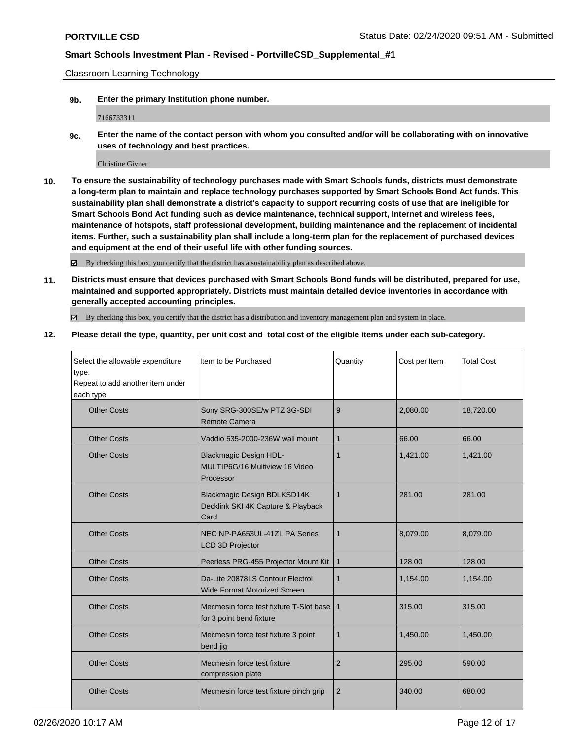Classroom Learning Technology

**9b. Enter the primary Institution phone number.**

7166733311

**9c. Enter the name of the contact person with whom you consulted and/or will be collaborating with on innovative uses of technology and best practices.**

Christine Givner

**10. To ensure the sustainability of technology purchases made with Smart Schools funds, districts must demonstrate a long-term plan to maintain and replace technology purchases supported by Smart Schools Bond Act funds. This sustainability plan shall demonstrate a district's capacity to support recurring costs of use that are ineligible for Smart Schools Bond Act funding such as device maintenance, technical support, Internet and wireless fees, maintenance of hotspots, staff professional development, building maintenance and the replacement of incidental items. Further, such a sustainability plan shall include a long-term plan for the replacement of purchased devices and equipment at the end of their useful life with other funding sources.**

☑ By checking this box, you certify that the district has a sustainability plan as described above.

**11. Districts must ensure that devices purchased with Smart Schools Bond funds will be distributed, prepared for use, maintained and supported appropriately. Districts must maintain detailed device inventories in accordance with generally accepted accounting principles.**

☑ By checking this box, you certify that the district has a distribution and inventory management plan and system in place.

**12. Please detail the type, quantity, per unit cost and total cost of the eligible items under each sub-category.**

| Select the allowable expenditure type. Repeat to add another item under each type. | Item to be Purchased | Quantity | Cost per Item | Total Cost |
|---|---|---|---|---|
| Other Costs | Sony SRG-300SE/w PTZ 3G-SDI Remote Camera | 9 | 2,080.00 | 18,720.00 |
| Other Costs | Vaddio 535-2000-236W wall mount | 1 | 66.00 | 66.00 |
| Other Costs | Blackmagic Design HDL-MULTIP6G/16 Multiview 16 Video Processor | 1 | 1,421.00 | 1,421.00 |
| Other Costs | Blackmagic Design BDLKSD14K Decklink SKI 4K Capture & Playback Card | 1 | 281.00 | 281.00 |
| Other Costs | NEC NP-PA653UL-41ZL PA Series LCD 3D Projector | 1 | 8,079.00 | 8,079.00 |
| Other Costs | Peerless PRG-455 Projector Mount Kit | 1 | 128.00 | 128.00 |
| Other Costs | Da-Lite 20878LS Contour Electrol Wide Format Motorized Screen | 1 | 1,154.00 | 1,154.00 |
| Other Costs | Mecmesin force test fixture T-Slot base for 3 point bend fixture | 1 | 315.00 | 315.00 |
| Other Costs | Mecmesin force test fixture 3 point bend jig | 1 | 1,450.00 | 1,450.00 |
| Other Costs | Mecmesin force test fixture compression plate | 2 | 295.00 | 590.00 |
| Other Costs | Mecmesin force test fixture pinch grip | 2 | 340.00 | 680.00 |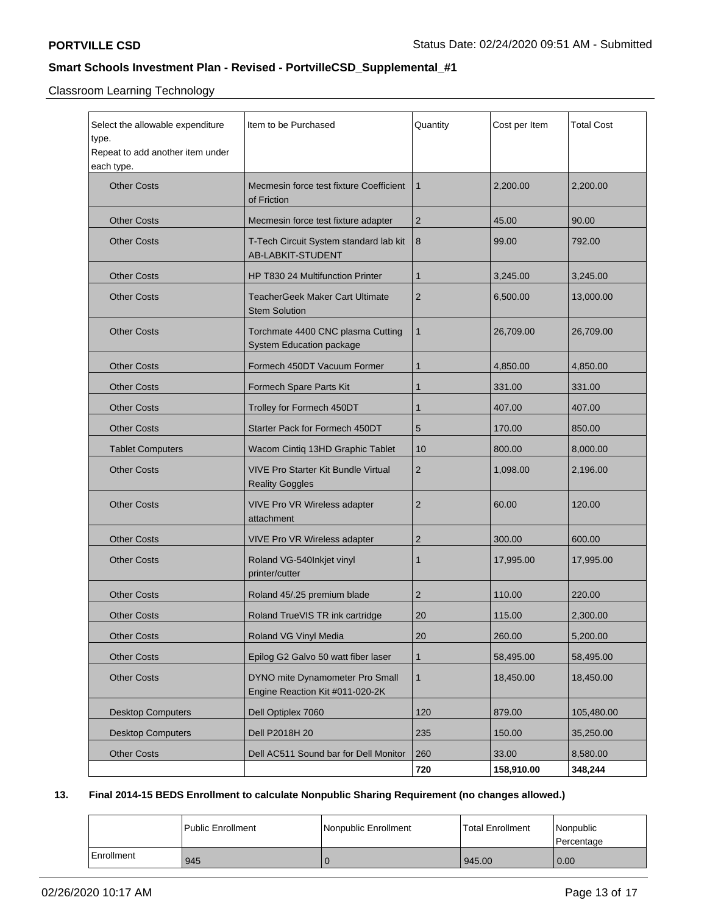Classroom Learning Technology

| Select the allowable expenditure type. Repeat to add another item under each type. | Item to be Purchased | Quantity | Cost per Item | Total Cost |
|---|---|---|---|---|
| Other Costs | Mecmesin force test fixture Coefficient of Friction | 1 | 2,200.00 | 2,200.00 |
| Other Costs | Mecmesin force test fixture adapter | 2 | 45.00 | 90.00 |
| Other Costs | T-Tech Circuit System standard lab kit AB-LABKIT-STUDENT | 8 | 99.00 | 792.00 |
| Other Costs | HP T830 24 Multifunction Printer | 1 | 3,245.00 | 3,245.00 |
| Other Costs | TeacherGeek Maker Cart Ultimate Stem Solution | 2 | 6,500.00 | 13,000.00 |
| Other Costs | Torchmate 4400 CNC plasma Cutting System Education package | 1 | 26,709.00 | 26,709.00 |
| Other Costs | Formech 450DT Vacuum Former | 1 | 4,850.00 | 4,850.00 |
| Other Costs | Formech Spare Parts Kit | 1 | 331.00 | 331.00 |
| Other Costs | Trolley for Formech 450DT | 1 | 407.00 | 407.00 |
| Other Costs | Starter Pack for Formech 450DT | 5 | 170.00 | 850.00 |
| Tablet Computers | Wacom Cintiq 13HD Graphic Tablet | 10 | 800.00 | 8,000.00 |
| Other Costs | VIVE Pro Starter Kit Bundle Virtual Reality Goggles | 2 | 1,098.00 | 2,196.00 |
| Other Costs | VIVE Pro VR Wireless adapter attachment | 2 | 60.00 | 120.00 |
| Other Costs | VIVE Pro VR Wireless adapter | 2 | 300.00 | 600.00 |
| Other Costs | Roland VG-540Inkjet vinyl printer/cutter | 1 | 17,995.00 | 17,995.00 |
| Other Costs | Roland 45/.25 premium blade | 2 | 110.00 | 220.00 |
| Other Costs | Roland TrueVIS TR ink cartridge | 20 | 115.00 | 2,300.00 |
| Other Costs | Roland VG Vinyl Media | 20 | 260.00 | 5,200.00 |
| Other Costs | Epilog G2 Galvo 50 watt fiber laser | 1 | 58,495.00 | 58,495.00 |
| Other Costs | DYNO mite Dynamometer Pro Small Engine Reaction Kit #011-020-2K | 1 | 18,450.00 | 18,450.00 |
| Desktop Computers | Dell Optiplex 7060 | 120 | 879.00 | 105,480.00 |
| Desktop Computers | Dell P2018H 20 | 235 | 150.00 | 35,250.00 |
| Other Costs | Dell AC511 Sound bar for Dell Monitor | 260 | 33.00 | 8,580.00 |
| | | **720** | **158,910.00** | **348,244** |

**13. Final 2014-15 BEDS Enrollment to calculate Nonpublic Sharing Requirement (no changes allowed.)**

| | Public Enrollment | Nonpublic Enrollment | Total Enrollment | Nonpublic Percentage |
|---|---|---|---|---|
| Enrollment | 945 | 0 | 945.00 | 0.00 |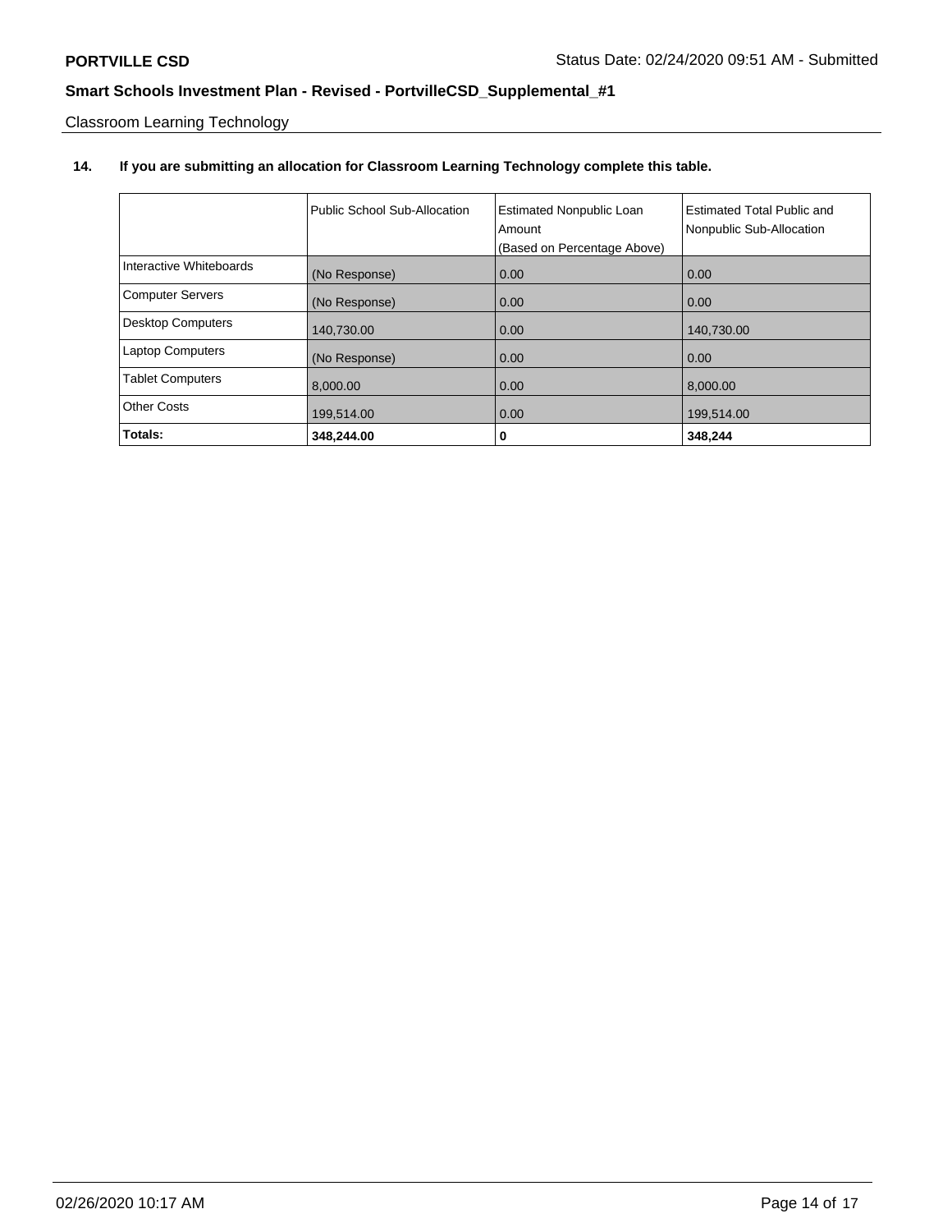PORTVILLE CSD

## Smart Schools Investment Plan - Revised - PortvilleCSD_Supplemental_#1

Classroom Learning Technology

**14. If you are submitting an allocation for Classroom Learning Technology complete this table.**

| | Public School Sub-Allocation | Estimated Nonpublic Loan Amount (Based on Percentage Above) | Estimated Total Public and Nonpublic Sub-Allocation |
|---|---|---|---|
| Interactive Whiteboards | (No Response) | 0.00 | 0.00 |
| Computer Servers | (No Response) | 0.00 | 0.00 |
| Desktop Computers | 140,730.00 | 0.00 | 140,730.00 |
| Laptop Computers | (No Response) | 0.00 | 0.00 |
| Tablet Computers | 8,000.00 | 0.00 | 8,000.00 |
| Other Costs | 199,514.00 | 0.00 | 199,514.00 |
| **Totals:** | **348,244.00** | **0** | **348,244** |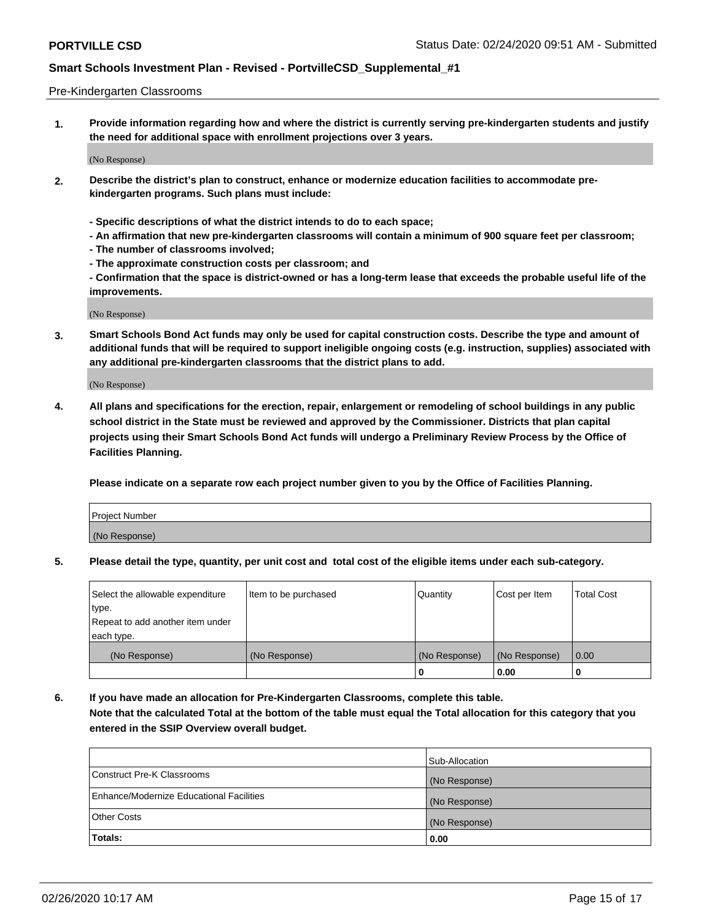Pre-Kindergarten Classrooms

**1. Provide information regarding how and where the district is currently serving pre-kindergarten students and justify the need for additional space with enrollment projections over 3 years.**

(No Response)

**2. Describe the district's plan to construct, enhance or modernize education facilities to accommodate pre-kindergarten programs. Such plans must include:**

**- Specific descriptions of what the district intends to do to each space;**
**- An affirmation that new pre-kindergarten classrooms will contain a minimum of 900 square feet per classroom;**
**- The number of classrooms involved;**
**- The approximate construction costs per classroom; and**
**- Confirmation that the space is district-owned or has a long-term lease that exceeds the probable useful life of the improvements.**

(No Response)

**3. Smart Schools Bond Act funds may only be used for capital construction costs. Describe the type and amount of additional funds that will be required to support ineligible ongoing costs (e.g. instruction, supplies) associated with any additional pre-kindergarten classrooms that the district plans to add.**

(No Response)

**4. All plans and specifications for the erection, repair, enlargement or remodeling of school buildings in any public school district in the State must be reviewed and approved by the Commissioner. Districts that plan capital projects using their Smart Schools Bond Act funds will undergo a Preliminary Review Process by the Office of Facilities Planning.**

**Please indicate on a separate row each project number given to you by the Office of Facilities Planning.**

| Project Number |
|---|
| (No Response) |

**5. Please detail the type, quantity, per unit cost and total cost of the eligible items under each sub-category.**

| Select the allowable expenditure type. Repeat to add another item under each type. | Item to be purchased | Quantity | Cost per Item | Total Cost |
|---|---|---|---|---|
| (No Response) | (No Response) | (No Response) | (No Response) | 0.00 |
| | | 0 | 0.00 | 0 |

**6. If you have made an allocation for Pre-Kindergarten Classrooms, complete this table. Note that the calculated Total at the bottom of the table must equal the Total allocation for this category that you entered in the SSIP Overview overall budget.**

| | Sub-Allocation |
|---|---|
| Construct Pre-K Classrooms | (No Response) |
| Enhance/Modernize Educational Facilities | (No Response) |
| Other Costs | (No Response) |
| **Totals:** | **0.00** |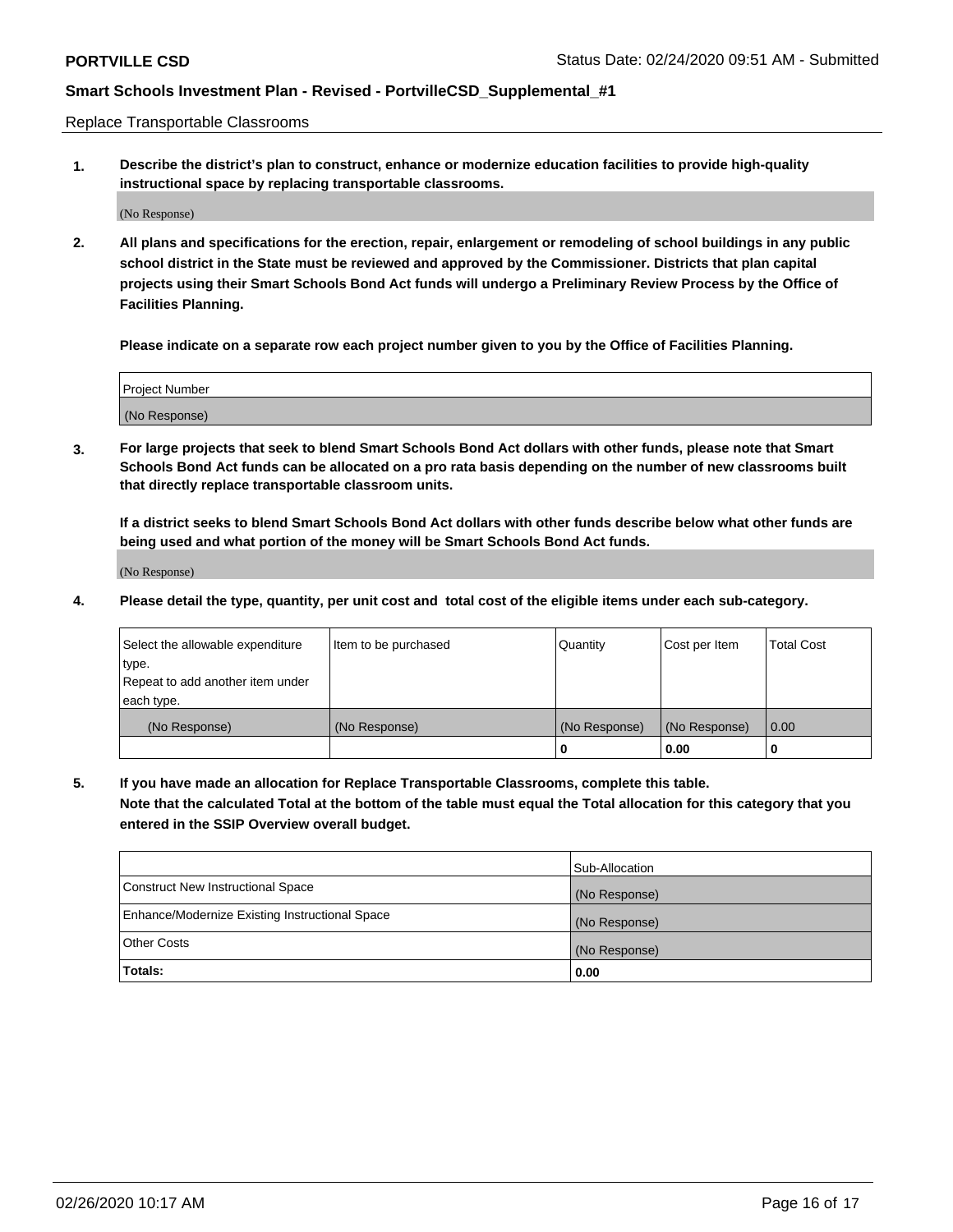Replace Transportable Classrooms

1. **Describe the district's plan to construct, enhance or modernize education facilities to provide high-quality instructional space by replacing transportable classrooms.**

(No Response)

2. **All plans and specifications for the erection, repair, enlargement or remodeling of school buildings in any public school district in the State must be reviewed and approved by the Commissioner. Districts that plan capital projects using their Smart Schools Bond Act funds will undergo a Preliminary Review Process by the Office of Facilities Planning.**

**Please indicate on a separate row each project number given to you by the Office of Facilities Planning.**

| Project Number |
| --- |
| (No Response) |

3. **For large projects that seek to blend Smart Schools Bond Act dollars with other funds, please note that Smart Schools Bond Act funds can be allocated on a pro rata basis depending on the number of new classrooms built that directly replace transportable classroom units.**

**If a district seeks to blend Smart Schools Bond Act dollars with other funds describe below what other funds are being used and what portion of the money will be Smart Schools Bond Act funds.**

(No Response)

4. **Please detail the type, quantity, per unit cost and total cost of the eligible items under each sub-category.**

| Select the allowable expenditure type. Repeat to add another item under each type. | Item to be purchased | Quantity | Cost per Item | Total Cost |
| --- | --- | --- | --- | --- |
| (No Response) | (No Response) | (No Response) | (No Response) | 0.00 |
| | | 0 | 0.00 | 0 |

5. **If you have made an allocation for Replace Transportable Classrooms, complete this table. Note that the calculated Total at the bottom of the table must equal the Total allocation for this category that you entered in the SSIP Overview overall budget.**

| | Sub-Allocation |
| --- | --- |
| Construct New Instructional Space | (No Response) |
| Enhance/Modernize Existing Instructional Space | (No Response) |
| Other Costs | (No Response) |
| **Totals:** | **0.00** |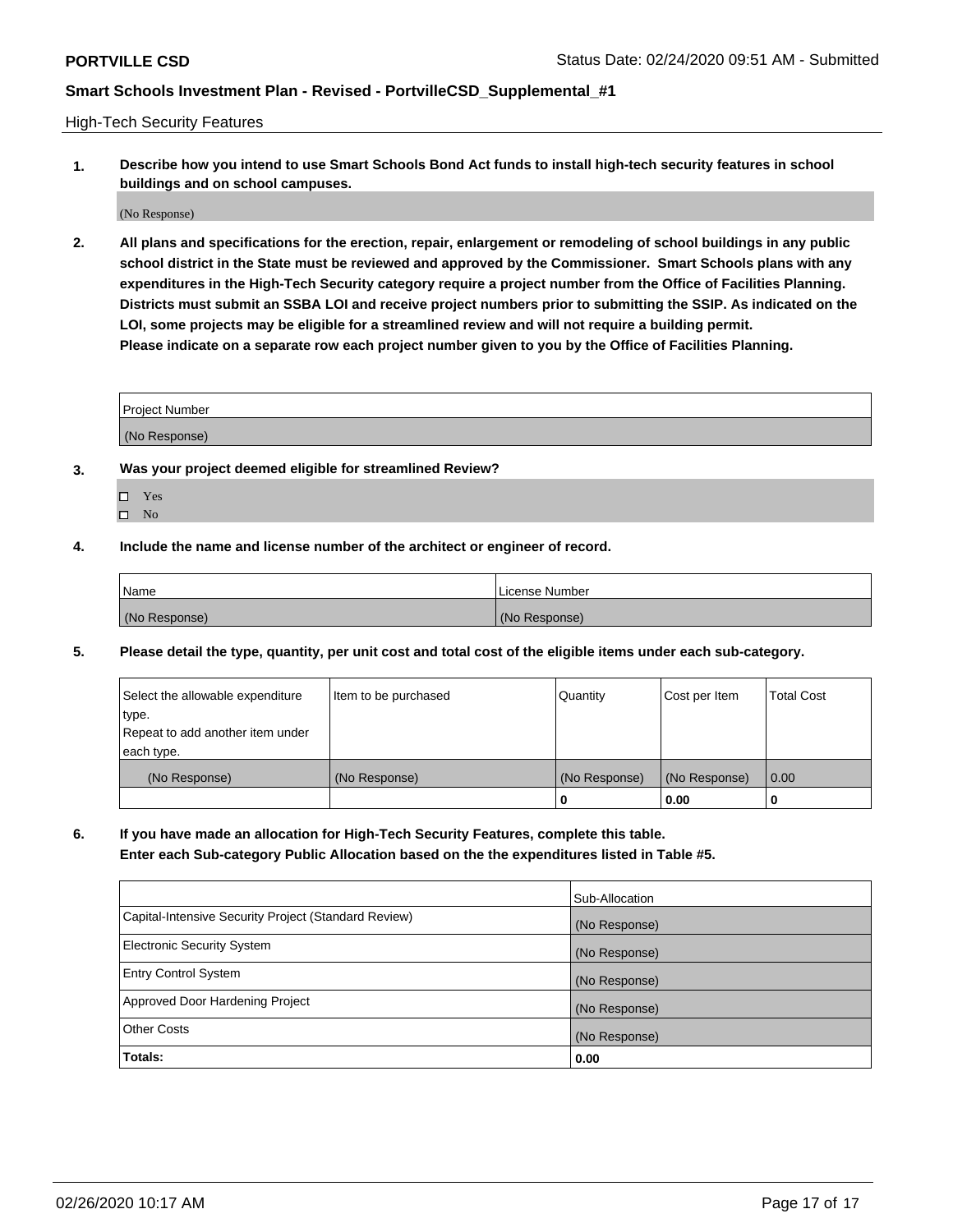High-Tech Security Features

**1. Describe how you intend to use Smart Schools Bond Act funds to install high-tech security features in school buildings and on school campuses.**

(No Response)

**2. All plans and specifications for the erection, repair, enlargement or remodeling of school buildings in any public school district in the State must be reviewed and approved by the Commissioner. Smart Schools plans with any expenditures in the High-Tech Security category require a project number from the Office of Facilities Planning. Districts must submit an SSBA LOI and receive project numbers prior to submitting the SSIP. As indicated on the LOI, some projects may be eligible for a streamlined review and will not require a building permit.**
**Please indicate on a separate row each project number given to you by the Office of Facilities Planning.**

| Project Number |
|---|
| (No Response) |

**3. Was your project deemed eligible for streamlined Review?**

- ☐ Yes
- ☐ No

**4. Include the name and license number of the architect or engineer of record.**

| Name | License Number |
|---|---|
| (No Response) | (No Response) |

**5. Please detail the type, quantity, per unit cost and total cost of the eligible items under each sub-category.**

| Select the allowable expenditure type. Repeat to add another item under each type. | Item to be purchased | Quantity | Cost per Item | Total Cost |
|---|---|---|---|---|
| (No Response) | (No Response) | (No Response) | (No Response) | 0.00 |
| | | 0 | 0.00 | 0 |

**6. If you have made an allocation for High-Tech Security Features, complete this table.**
**Enter each Sub-category Public Allocation based on the the expenditures listed in Table #5.**

| | Sub-Allocation |
|---|---|
| Capital-Intensive Security Project (Standard Review) | (No Response) |
| Electronic Security System | (No Response) |
| Entry Control System | (No Response) |
| Approved Door Hardening Project | (No Response) |
| Other Costs | (No Response) |
| **Totals:** | **0.00** |